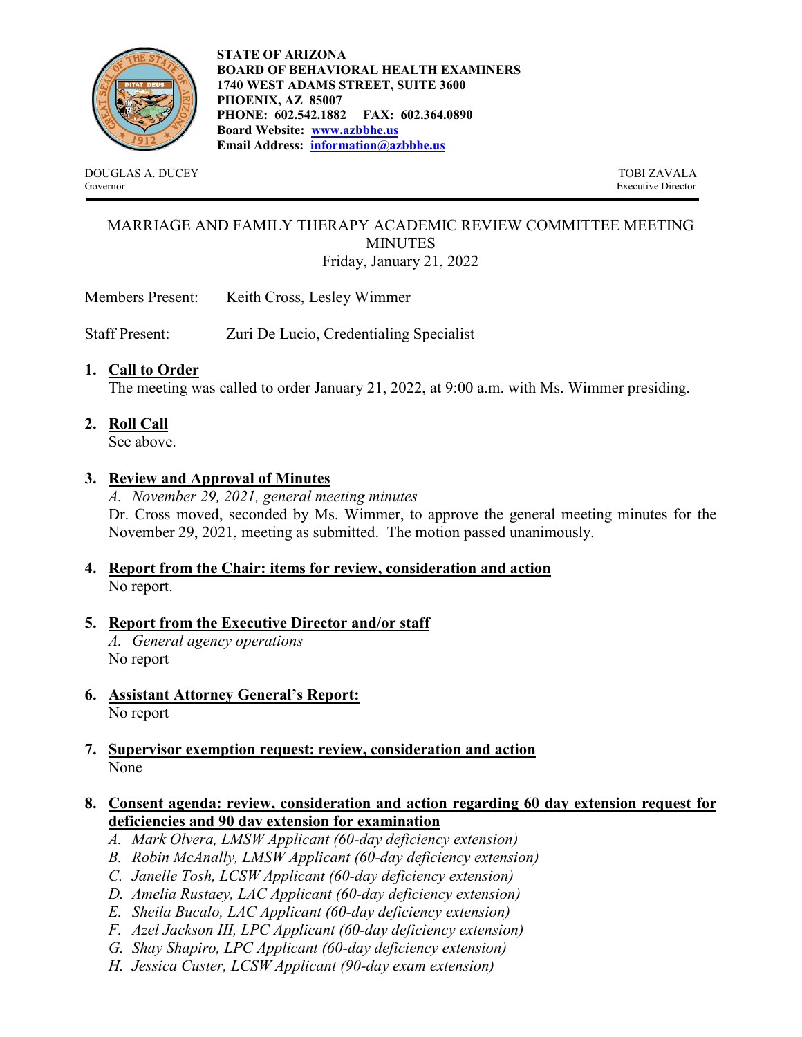**STATE OF ARIZONA**
**BOARD OF BEHAVIORAL HEALTH EXAMINERS**
**1740 WEST ADAMS STREET, SUITE 3600**
**PHOENIX, AZ 85007**
**PHONE: 602.542.1882 FAX: 602.364.0890**
**Board Website: [www.azbbhe.us](http://www.azbbhe.us)**
**Email Address: [information@azbbhe.us](mailto:information@azbbhe.us)**

DOUGLAS A. DUCEY
Governor

TOBI ZAVALA
Executive Director

# MARRIAGE AND FAMILY THERAPY ACADEMIC REVIEW COMMITTEE MEETING MINUTES

Friday, January 21, 2022

Members Present: Keith Cross, Lesley Wimmer

Staff Present: Zuri De Lucio, Credentialing Specialist

1. **Call to Order**
   The meeting was called to order January 21, 2022, at 9:00 a.m. with Ms. Wimmer presiding.

2. **Roll Call**
   See above.

3. **Review and Approval of Minutes**
   *A. November 29, 2021, general meeting minutes*
   Dr. Cross moved, seconded by Ms. Wimmer, to approve the general meeting minutes for the November 29, 2021, meeting as submitted. The motion passed unanimously.

4. **Report from the Chair: items for review, consideration and action**
   No report.

5. **Report from the Executive Director and/or staff**
   *A. General agency operations*
   No report

6. **Assistant Attorney General's Report:**
   No report

7. **Supervisor exemption request: review, consideration and action**
   None

8. **Consent agenda: review, consideration and action regarding 60 day extension request for deficiencies and 90 day extension for examination**
   *A. Mark Olvera, LMSW Applicant (60-day deficiency extension)*
   *B. Robin McAnally, LMSW Applicant (60-day deficiency extension)*
   *C. Janelle Tosh, LCSW Applicant (60-day deficiency extension)*
   *D. Amelia Rustaey, LAC Applicant (60-day deficiency extension)*
   *E. Sheila Bucalo, LAC Applicant (60-day deficiency extension)*
   *F. Azel Jackson III, LPC Applicant (60-day deficiency extension)*
   *G. Shay Shapiro, LPC Applicant (60-day deficiency extension)*
   *H. Jessica Custer, LCSW Applicant (90-day exam extension)*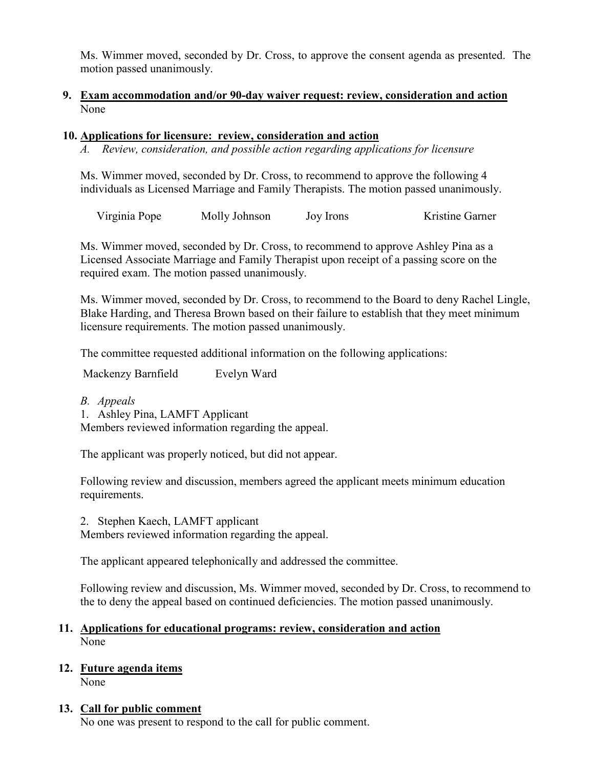Ms. Wimmer moved, seconded by Dr. Cross, to approve the consent agenda as presented. The motion passed unanimously.

**9. Exam accommodation and/or 90-day waiver request: review, consideration and action**

None

**10. Applications for licensure: review, consideration and action**

*A. Review, consideration, and possible action regarding applications for licensure*

Ms. Wimmer moved, seconded by Dr. Cross, to recommend to approve the following 4 individuals as Licensed Marriage and Family Therapists. The motion passed unanimously.

Virginia Pope | Molly Johnson | Joy Irons | Kristine Garner

Ms. Wimmer moved, seconded by Dr. Cross, to recommend to approve Ashley Pina as a Licensed Associate Marriage and Family Therapist upon receipt of a passing score on the required exam. The motion passed unanimously.

Ms. Wimmer moved, seconded by Dr. Cross, to recommend to the Board to deny Rachel Lingle, Blake Harding, and Theresa Brown based on their failure to establish that they meet minimum licensure requirements. The motion passed unanimously.

The committee requested additional information on the following applications:

Mackenzy Barnfield | Evelyn Ward

*B. Appeals*

1. Ashley Pina, LAMFT Applicant

Members reviewed information regarding the appeal.

The applicant was properly noticed, but did not appear.

Following review and discussion, members agreed the applicant meets minimum education requirements.

2. Stephen Kaech, LAMFT applicant

Members reviewed information regarding the appeal.

The applicant appeared telephonically and addressed the committee.

Following review and discussion, Ms. Wimmer moved, seconded by Dr. Cross, to recommend to the to deny the appeal based on continued deficiencies. The motion passed unanimously.

**11. Applications for educational programs: review, consideration and action**

None

**12. Future agenda items**

None

**13. Call for public comment**

No one was present to respond to the call for public comment.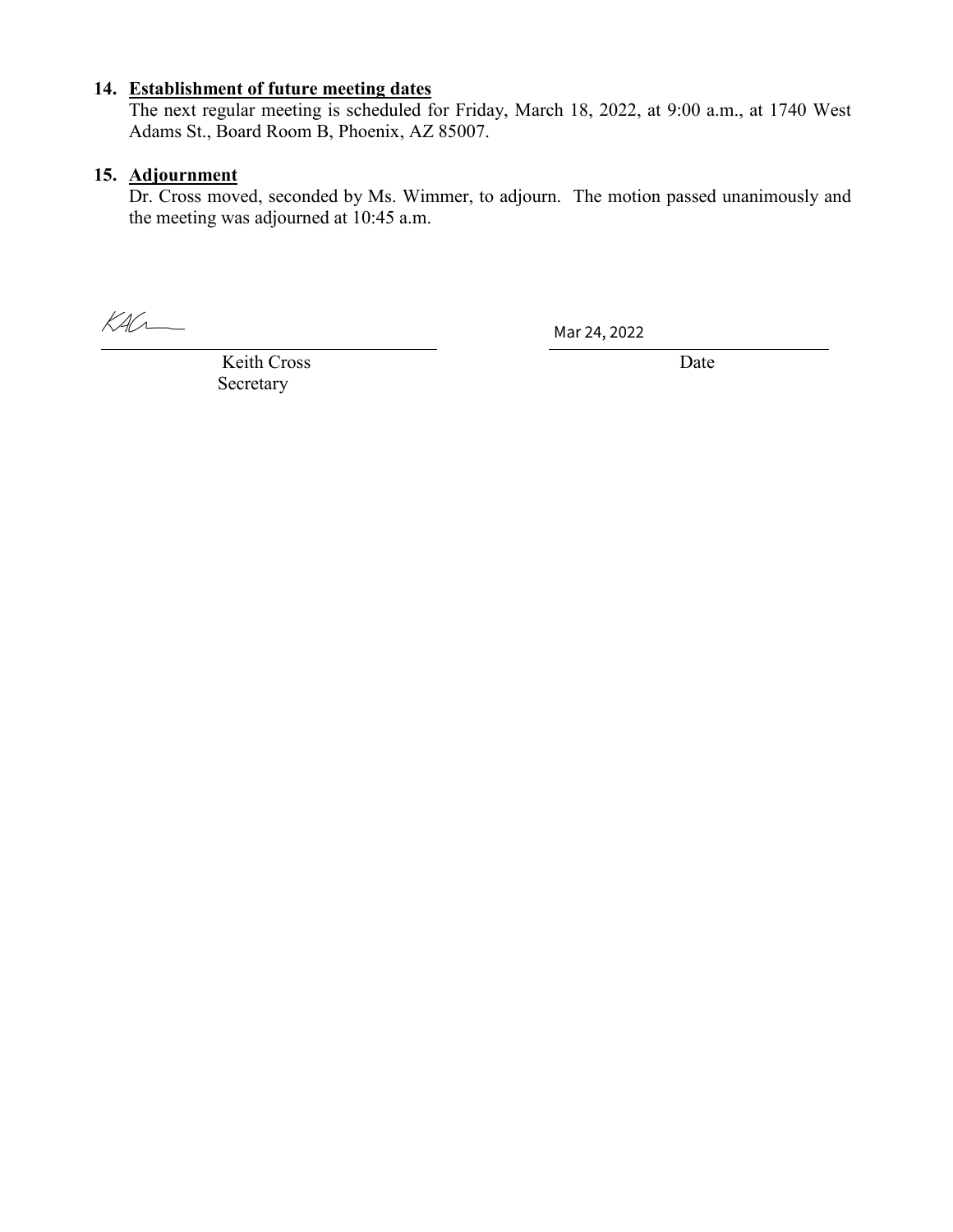**14. Establishment of future meeting dates**

The next regular meeting is scheduled for Friday, March 18, 2022, at 9:00 a.m., at 1740 West Adams St., Board Room B, Phoenix, AZ 85007.

**15. Adjournment**

Dr. Cross moved, seconded by Ms. Wimmer, to adjourn. The motion passed unanimously and the meeting was adjourned at 10:45 a.m.

KAC

Keith Cross
Secretary

Mar 24, 2022

Date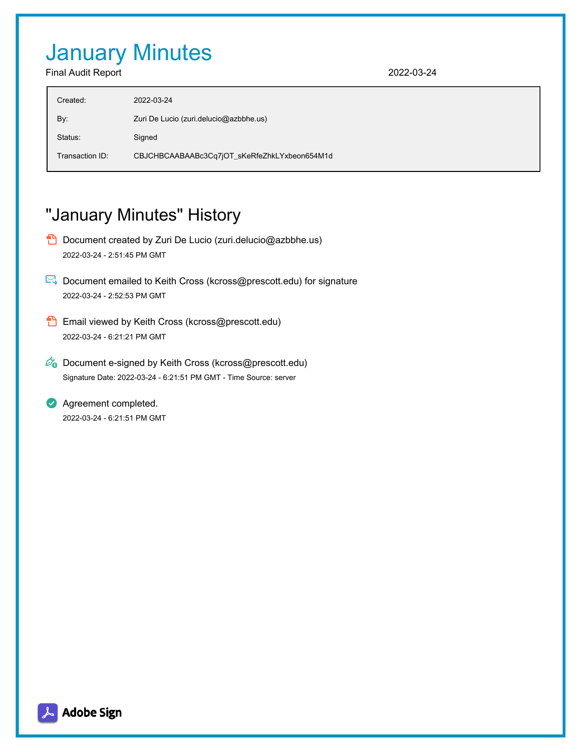# January Minutes

Final Audit Report 2022-03-24

| | |
|---|---|
| Created: | 2022-03-24 |
| By: | Zuri De Lucio (zuri.delucio@azbbhe.us) |
| Status: | Signed |
| Transaction ID: | CBJCHBCAABAABc3Cq7jOT_sKeRfeZhkLYxbeon654M1d |

## "January Minutes" History

- Document created by Zuri De Lucio (zuri.delucio@azbbhe.us)
  2022-03-24 - 2:51:45 PM GMT

- Document emailed to Keith Cross (kcross@prescott.edu) for signature
  2022-03-24 - 2:52:53 PM GMT

- Email viewed by Keith Cross (kcross@prescott.edu)
  2022-03-24 - 6:21:21 PM GMT

- Document e-signed by Keith Cross (kcross@prescott.edu)
  Signature Date: 2022-03-24 - 6:21:51 PM GMT - Time Source: server

- Agreement completed.
  2022-03-24 - 6:21:51 PM GMT

Adobe Sign